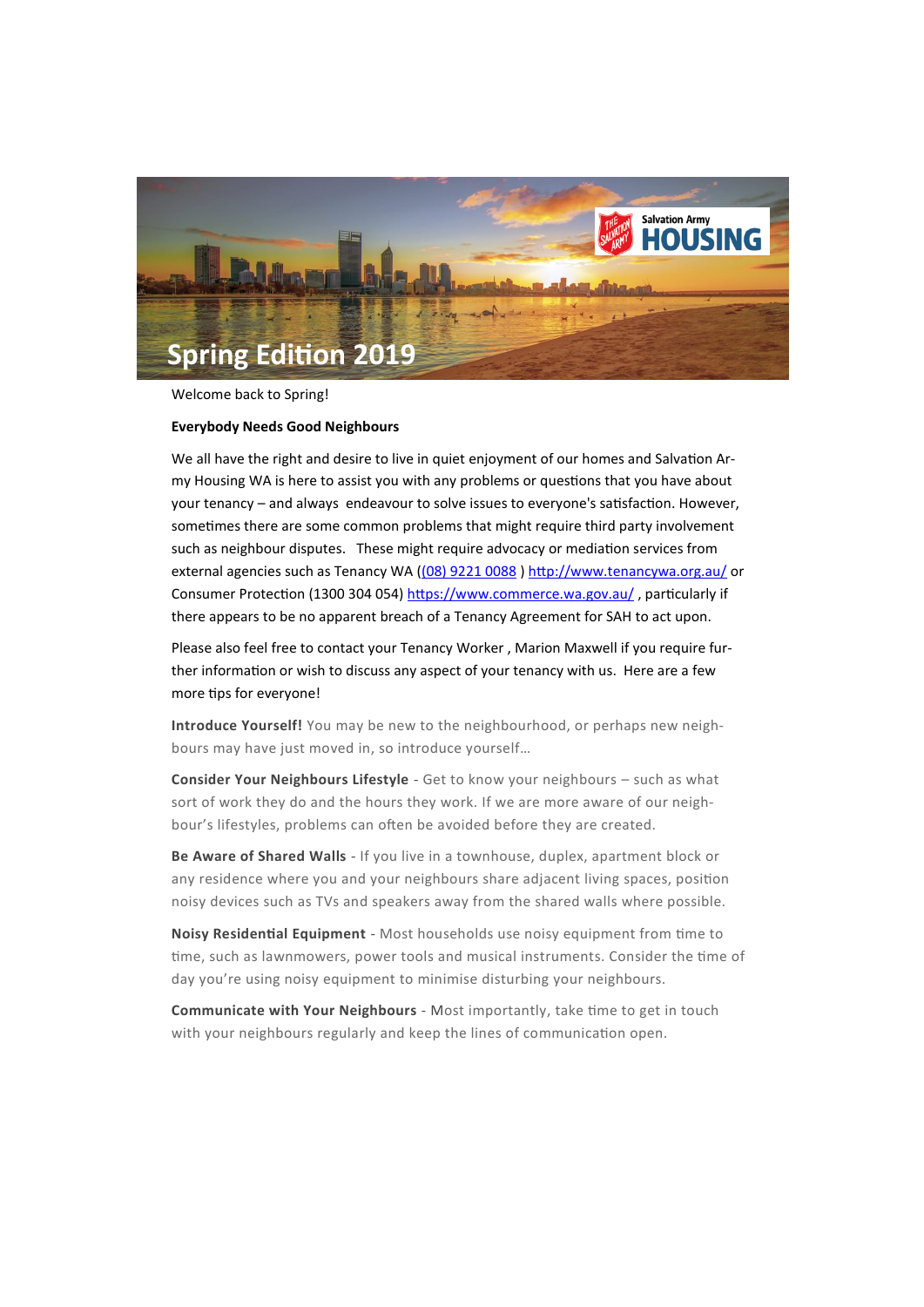# Spring Edition 2019

Salvation Army **HOUSING**

Welcome back to Spring!

**Everybody Needs Good Neighbours**

We all have the right and desire to live in quiet enjoyment of our homes and Salvation Army Housing WA is here to assist you with any problems or questions that you have about your tenancy – and always endeavour to solve issues to everyone's satisfaction. However, sometimes there are some common problems that might require third party involvement such as neighbour disputes. These might require advocacy or mediation services from external agencies such as Tenancy WA ((08) 9221 0088 ) http://www.tenancywa.org.au/ or Consumer Protection (1300 304 054) https://www.commerce.wa.gov.au/ , particularly if there appears to be no apparent breach of a Tenancy Agreement for SAH to act upon.

Please also feel free to contact your Tenancy Worker , Marion Maxwell if you require further information or wish to discuss any aspect of your tenancy with us. Here are a few more tips for everyone!

**Introduce Yourself!** You may be new to the neighbourhood, or perhaps new neighbours may have just moved in, so introduce yourself…

**Consider Your Neighbours Lifestyle** - Get to know your neighbours – such as what sort of work they do and the hours they work. If we are more aware of our neighbour's lifestyles, problems can often be avoided before they are created.

**Be Aware of Shared Walls** - If you live in a townhouse, duplex, apartment block or any residence where you and your neighbours share adjacent living spaces, position noisy devices such as TVs and speakers away from the shared walls where possible.

**Noisy Residential Equipment** - Most households use noisy equipment from time to time, such as lawnmowers, power tools and musical instruments. Consider the time of day you're using noisy equipment to minimise disturbing your neighbours.

**Communicate with Your Neighbours** - Most importantly, take time to get in touch with your neighbours regularly and keep the lines of communication open.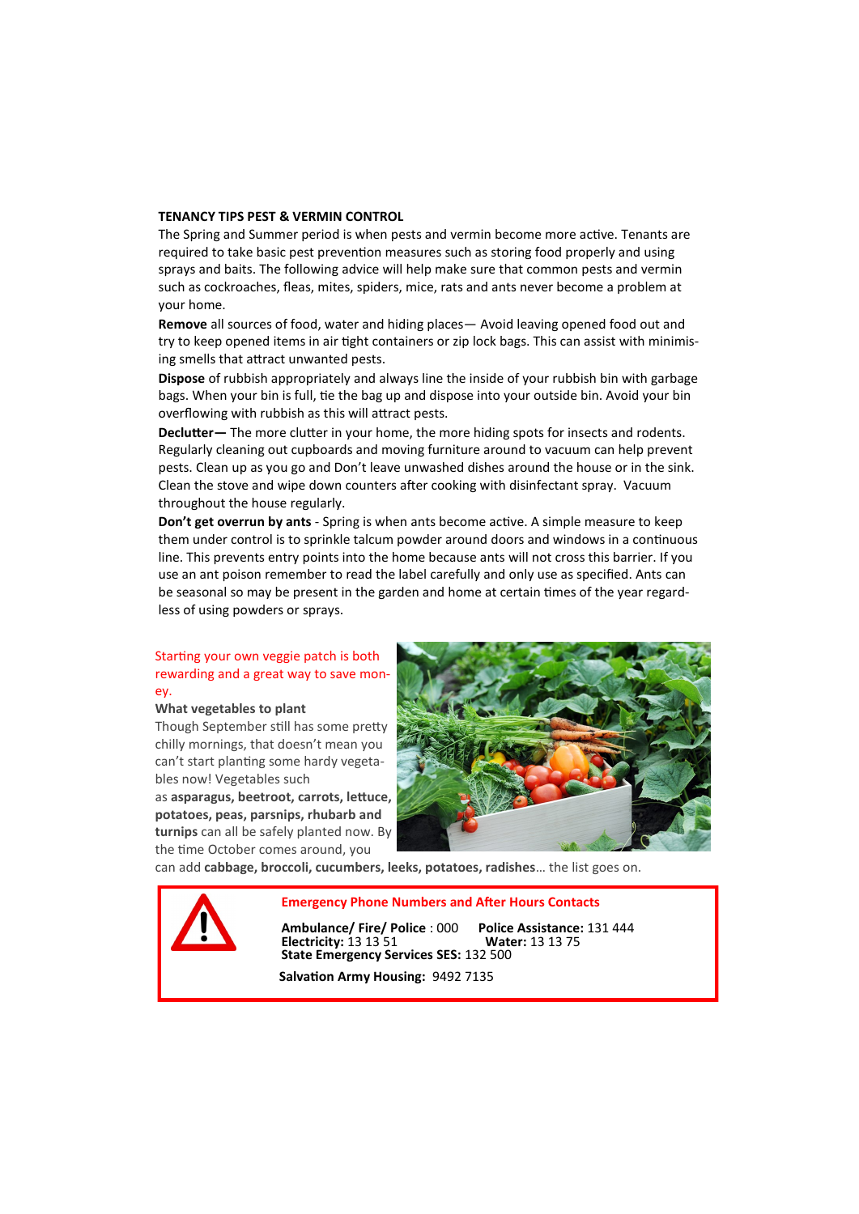## TENANCY TIPS PEST & VERMIN CONTROL

The Spring and Summer period is when pests and vermin become more active. Tenants are required to take basic pest prevention measures such as storing food properly and using sprays and baits. The following advice will help make sure that common pests and vermin such as cockroaches, fleas, mites, spiders, mice, rats and ants never become a problem at your home.

**Remove** all sources of food, water and hiding places— Avoid leaving opened food out and try to keep opened items in air tight containers or zip lock bags. This can assist with minimising smells that attract unwanted pests.

**Dispose** of rubbish appropriately and always line the inside of your rubbish bin with garbage bags. When your bin is full, tie the bag up and dispose into your outside bin. Avoid your bin overflowing with rubbish as this will attract pests.

**Declutter—** The more clutter in your home, the more hiding spots for insects and rodents. Regularly cleaning out cupboards and moving furniture around to vacuum can help prevent pests. Clean up as you go and Don't leave unwashed dishes around the house or in the sink. Clean the stove and wipe down counters after cooking with disinfectant spray. Vacuum throughout the house regularly.

**Don't get overrun by ants** - Spring is when ants become active. A simple measure to keep them under control is to sprinkle talcum powder around doors and windows in a continuous line. This prevents entry points into the home because ants will not cross this barrier. If you use an ant poison remember to read the label carefully and only use as specified. Ants can be seasonal so may be present in the garden and home at certain times of the year regardless of using powders or sprays.

Starting your own veggie patch is both rewarding and a great way to save money.

**What vegetables to plant**

Though September still has some pretty chilly mornings, that doesn't mean you can't start planting some hardy vegetables now! Vegetables such as **asparagus, beetroot, carrots, lettuce, potatoes, peas, parsnips, rhubarb and turnips** can all be safely planted now. By the time October comes around, you can add **cabbage, broccoli, cucumbers, leeks, potatoes, radishes**… the list goes on.

**Emergency Phone Numbers and After Hours Contacts**

**Ambulance/ Fire/ Police** : 000
**Police Assistance:** 131 444
**Electricity:** 13 13 51
**Water:** 13 13 75
**State Emergency Services SES:** 132 500
**Salvation Army Housing:** 9492 7135